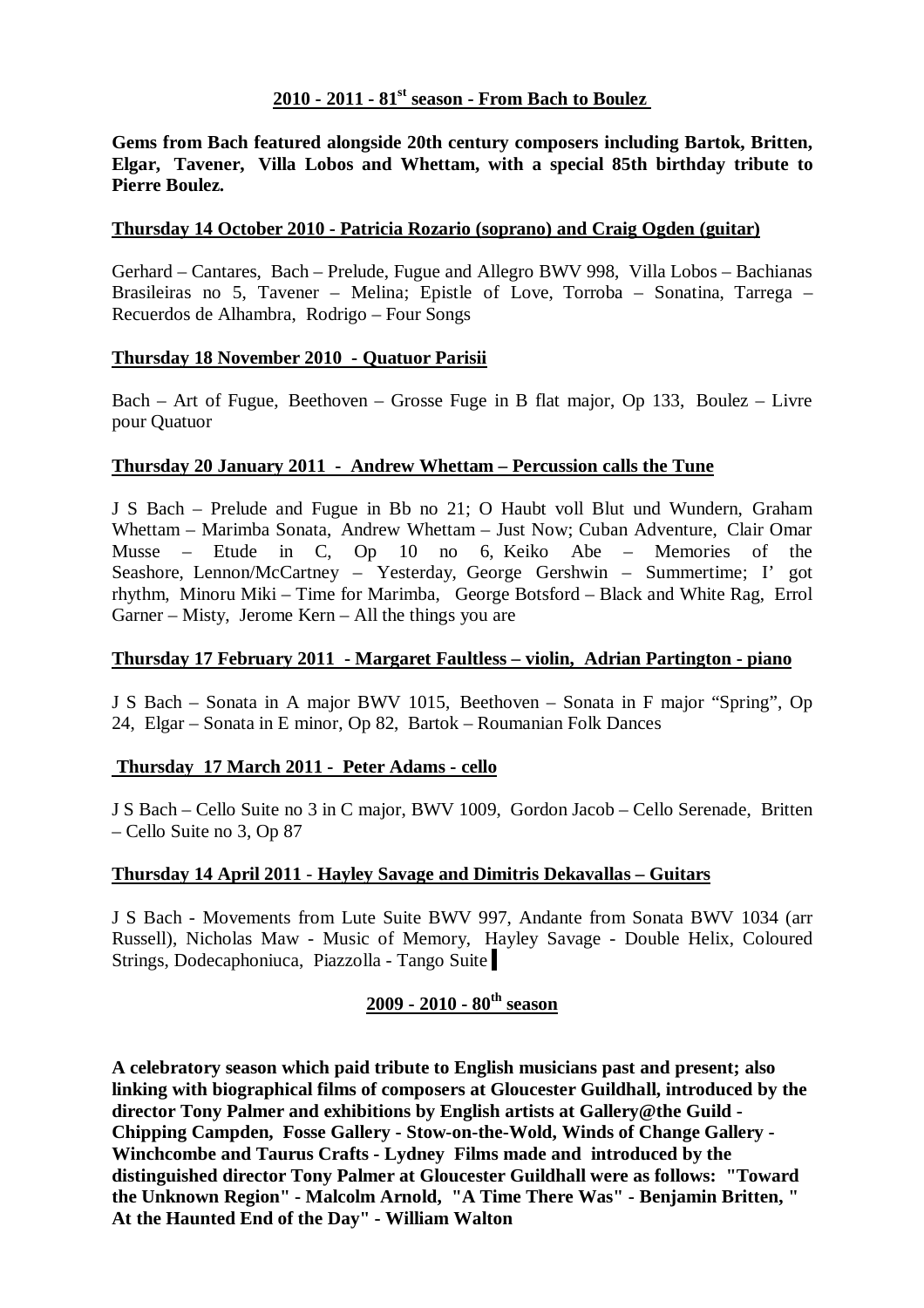## 2010 - 2011 - 81st season - From Bach to Boulez

**Gems from Bach featured alongside 20th century composers including Bartok, Britten, Elgar, Tavener, Villa Lobos and Whettam, with a special 85th birthday tribute to Pierre Boulez.**

### Thursday 14 October 2010 - Patricia Rozario (soprano) and Craig Ogden (guitar)

Gerhard – Cantares, Bach – Prelude, Fugue and Allegro BWV 998, Villa Lobos – Bachianas Brasileiras no 5, Tavener – Melina; Epistle of Love, Torroba – Sonatina, Tarrega – Recuerdos de Alhambra, Rodrigo – Four Songs

### Thursday 18 November 2010 - Quatuor Parisii

Bach – Art of Fugue, Beethoven – Grosse Fuge in B flat major, Op 133, Boulez – Livre pour Quatuor

### Thursday 20 January 2011 - Andrew Whettam – Percussion calls the Tune

J S Bach – Prelude and Fugue in Bb no 21; O Haubt voll Blut und Wundern, Graham Whettam – Marimba Sonata, Andrew Whettam – Just Now; Cuban Adventure, Clair Omar Musse – Etude in C, Op 10 no 6, Keiko Abe – Memories of the Seashore, Lennon/McCartney – Yesterday, George Gershwin – Summertime; I' got rhythm, Minoru Miki – Time for Marimba, George Botsford – Black and White Rag, Errol Garner – Misty, Jerome Kern – All the things you are

### Thursday 17 February 2011 - Margaret Faultless – violin, Adrian Partington - piano

J S Bach – Sonata in A major BWV 1015, Beethoven – Sonata in F major "Spring", Op 24, Elgar – Sonata in E minor, Op 82, Bartok – Roumanian Folk Dances

### Thursday 17 March 2011 - Peter Adams - cello

J S Bach – Cello Suite no 3 in C major, BWV 1009, Gordon Jacob – Cello Serenade, Britten – Cello Suite no 3, Op 87

### Thursday 14 April 2011 - Hayley Savage and Dimitris Dekavallas – Guitars

J S Bach - Movements from Lute Suite BWV 997, Andante from Sonata BWV 1034 (arr Russell), Nicholas Maw - Music of Memory, Hayley Savage - Double Helix, Coloured Strings, Dodecaphoniuca, Piazzolla - Tango Suite

## 2009 - 2010 - 80th season

**A celebratory season which paid tribute to English musicians past and present; also linking with biographical films of composers at Gloucester Guildhall, introduced by the director Tony Palmer and exhibitions by English artists at Gallery@the Guild - Chipping Campden, Fosse Gallery - Stow-on-the-Wold, Winds of Change Gallery - Winchcombe and Taurus Crafts - Lydney Films made and introduced by the distinguished director Tony Palmer at Gloucester Guildhall were as follows: "Toward the Unknown Region" - Malcolm Arnold, "A Time There Was" - Benjamin Britten, " At the Haunted End of the Day" - William Walton**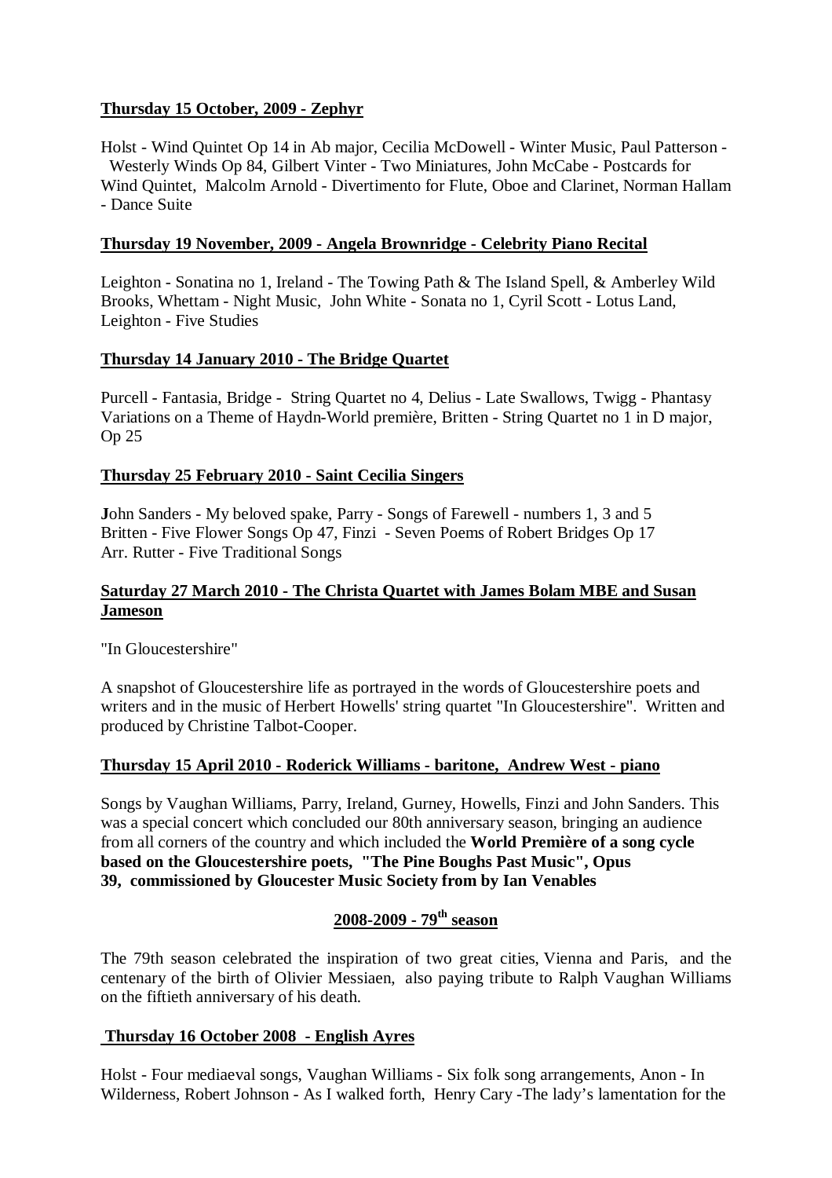**Thursday 15 October, 2009 - Zephyr**

Holst - Wind Quintet Op 14 in Ab major, Cecilia McDowell - Winter Music, Paul Patterson - Westerly Winds Op 84, Gilbert Vinter - Two Miniatures, John McCabe - Postcards for Wind Quintet, Malcolm Arnold - Divertimento for Flute, Oboe and Clarinet, Norman Hallam - Dance Suite

**Thursday 19 November, 2009 - Angela Brownridge - Celebrity Piano Recital**

Leighton - Sonatina no 1, Ireland - The Towing Path & The Island Spell, & Amberley Wild Brooks, Whettam - Night Music, John White - Sonata no 1, Cyril Scott - Lotus Land, Leighton - Five Studies

**Thursday 14 January 2010 - The Bridge Quartet**

Purcell - Fantasia, Bridge - String Quartet no 4, Delius - Late Swallows, Twigg - Phantasy Variations on a Theme of Haydn-World première, Britten - String Quartet no 1 in D major, Op 25

**Thursday 25 February 2010 - Saint Cecilia Singers**

**J**ohn Sanders - My beloved spake, Parry - Songs of Farewell - numbers 1, 3 and 5
Britten - Five Flower Songs Op 47, Finzi - Seven Poems of Robert Bridges Op 17
Arr. Rutter - Five Traditional Songs

**Saturday 27 March 2010 - The Christa Quartet with James Bolam MBE and Susan Jameson**

"In Gloucestershire"

A snapshot of Gloucestershire life as portrayed in the words of Gloucestershire poets and writers and in the music of Herbert Howells' string quartet "In Gloucestershire". Written and produced by Christine Talbot-Cooper.

**Thursday 15 April 2010 - Roderick Williams - baritone, Andrew West - piano**

Songs by Vaughan Williams, Parry, Ireland, Gurney, Howells, Finzi and John Sanders. This was a special concert which concluded our 80th anniversary season, bringing an audience from all corners of the country and which included the **World Première of a song cycle based on the Gloucestershire poets, "The Pine Boughs Past Music", Opus 39, commissioned by Gloucester Music Society from by Ian Venables**

## 2008-2009 - 79th season

The 79th season celebrated the inspiration of two great cities, Vienna and Paris, and the centenary of the birth of Olivier Messiaen, also paying tribute to Ralph Vaughan Williams on the fiftieth anniversary of his death.

**Thursday 16 October 2008 - English Ayres**

Holst - Four mediaeval songs, Vaughan Williams - Six folk song arrangements, Anon - In Wilderness, Robert Johnson - As I walked forth, Henry Cary -The lady's lamentation for the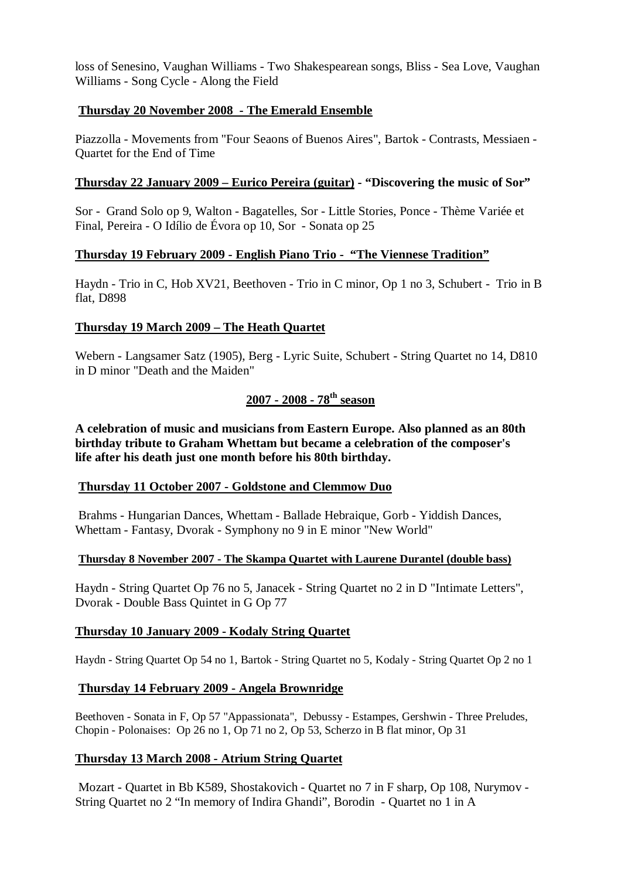loss of Senesino, Vaughan Williams - Two Shakespearean songs, Bliss - Sea Love, Vaughan Williams - Song Cycle - Along the Field

**Thursday 20 November 2008 - The Emerald Ensemble**

Piazzolla - Movements from "Four Seaons of Buenos Aires", Bartok - Contrasts, Messiaen - Quartet for the End of Time

**Thursday 22 January 2009 – Eurico Pereira (guitar) - "Discovering the music of Sor"**

Sor - Grand Solo op 9, Walton - Bagatelles, Sor - Little Stories, Ponce - Thème Variée et Final, Pereira - O Idílio de Évora op 10, Sor - Sonata op 25

**Thursday 19 February 2009 - English Piano Trio - "The Viennese Tradition"**

Haydn - Trio in C, Hob XV21, Beethoven - Trio in C minor, Op 1 no 3, Schubert - Trio in B flat, D898

**Thursday 19 March 2009 – The Heath Quartet**

Webern - Langsamer Satz (1905), Berg - Lyric Suite, Schubert - String Quartet no 14, D810 in D minor "Death and the Maiden"

## 2007 - 2008 - 78th season

**A celebration of music and musicians from Eastern Europe. Also planned as an 80th birthday tribute to Graham Whettam but became a celebration of the composer's life after his death just one month before his 80th birthday.**

**Thursday 11 October 2007 - Goldstone and Clemmow Duo**

Brahms - Hungarian Dances, Whettam - Ballade Hebraique, Gorb - Yiddish Dances, Whettam - Fantasy, Dvorak - Symphony no 9 in E minor "New World"

**Thursday 8 November 2007 - The Skampa Quartet with Laurene Durantel (double bass)**

Haydn - String Quartet Op 76 no 5, Janacek - String Quartet no 2 in D "Intimate Letters", Dvorak - Double Bass Quintet in G Op 77

**Thursday 10 January 2009 - Kodaly String Quartet**

Haydn - String Quartet Op 54 no 1, Bartok - String Quartet no 5, Kodaly - String Quartet Op 2 no 1

**Thursday 14 February 2009 - Angela Brownridge**

Beethoven - Sonata in F, Op 57 "Appassionata", Debussy - Estampes, Gershwin - Three Preludes, Chopin - Polonaises: Op 26 no 1, Op 71 no 2, Op 53, Scherzo in B flat minor, Op 31

**Thursday 13 March 2008 - Atrium String Quartet**

Mozart - Quartet in Bb K589, Shostakovich - Quartet no 7 in F sharp, Op 108, Nurymov - String Quartet no 2 "In memory of Indira Ghandi", Borodin - Quartet no 1 in A